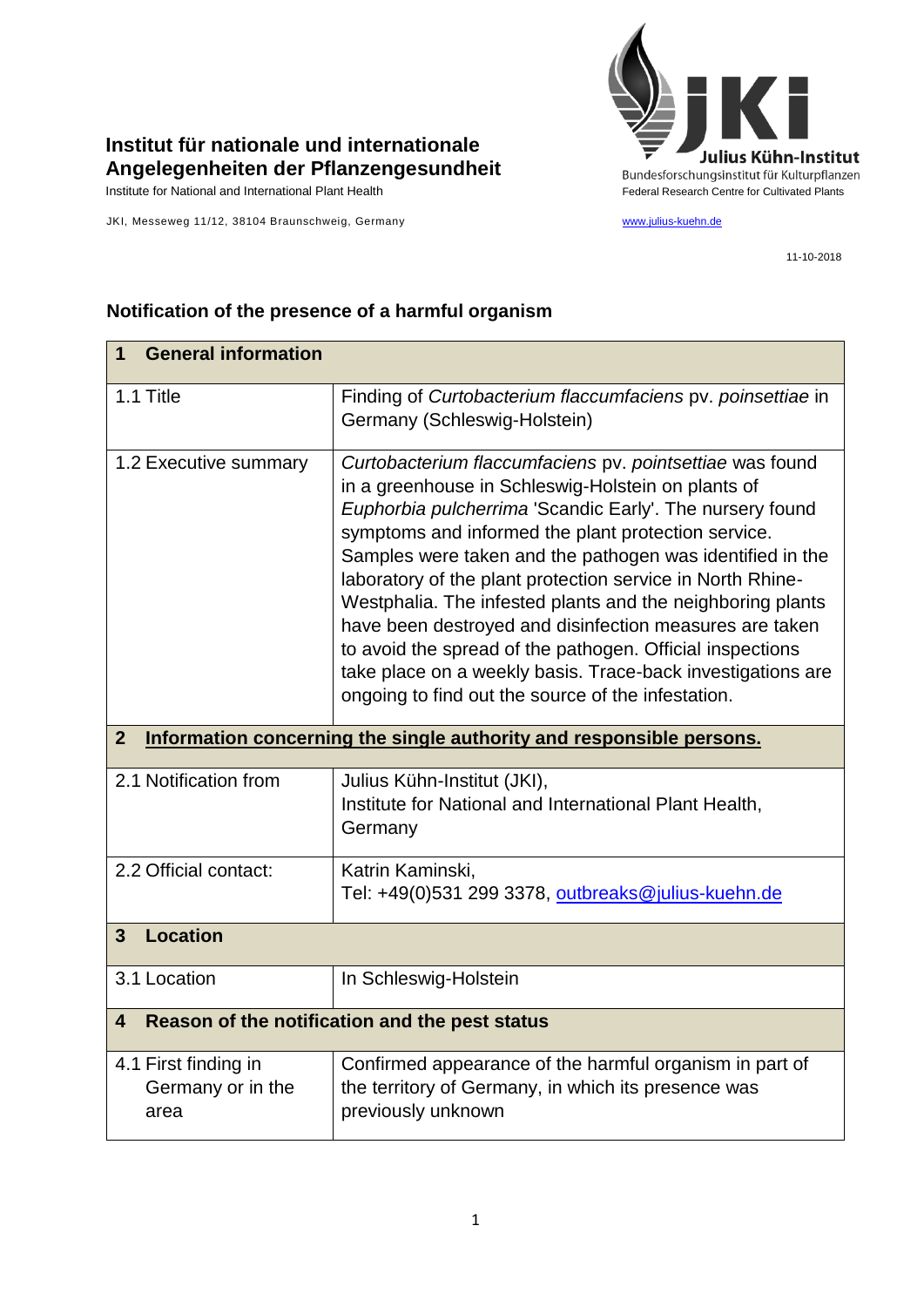**Institut für nationale und internationale Angelegenheiten der Pflanzengesundheit**

Institute for National and International Plant Health

JKI, Messeweg 11/12, 38104 Braunschweig, Germany

**Julius Kühn-Institut**
Bundesforschungsinstitut für Kulturpflanzen
Federal Research Centre for Cultivated Plants

www.julius-kuehn.de

11-10-2018

## Notification of the presence of a harmful organism

| **1 General information** | |
|---|---|
| 1.1 Title | Finding of *Curtobacterium flaccumfaciens* pv. *poinsettiae* in Germany (Schleswig-Holstein) |
| 1.2 Executive summary | *Curtobacterium flaccumfaciens* pv. *pointsettiae* was found in a greenhouse in Schleswig-Holstein on plants of *Euphorbia pulcherrima* 'Scandic Early'. The nursery found symptoms and informed the plant protection service. Samples were taken and the pathogen was identified in the laboratory of the plant protection service in North Rhine-Westphalia. The infested plants and the neighboring plants have been destroyed and disinfection measures are taken to avoid the spread of the pathogen. Official inspections take place on a weekly basis. Trace-back investigations are ongoing to find out the source of the infestation. |
| **2 Information concerning the single authority and responsible persons.** | |
| 2.1 Notification from | Julius Kühn-Institut (JKI),<br>Institute for National and International Plant Health, Germany |
| 2.2 Official contact: | Katrin Kaminski,<br>Tel: +49(0)531 299 3378, outbreaks@julius-kuehn.de |
| **3 Location** | |
| 3.1 Location | In Schleswig-Holstein |
| **4 Reason of the notification and the pest status** | |
| 4.1 First finding in Germany or in the area | Confirmed appearance of the harmful organism in part of the territory of Germany, in which its presence was previously unknown |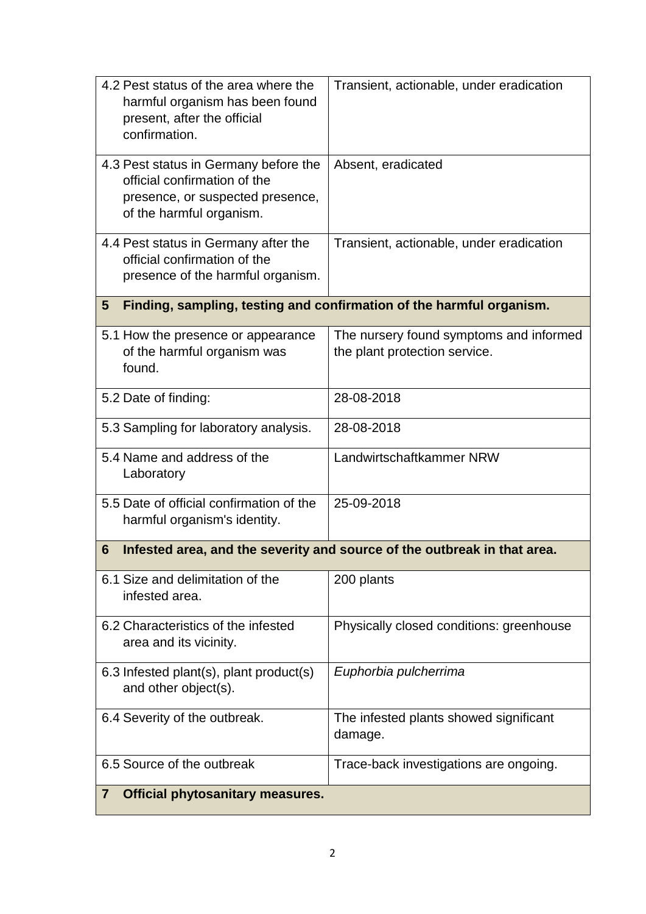| | |
|---|---|
| 4.2 Pest status of the area where the harmful organism has been found present, after the official confirmation. | Transient, actionable, under eradication |
| 4.3 Pest status in Germany before the official confirmation of the presence, or suspected presence, of the harmful organism. | Absent, eradicated |
| 4.4 Pest status in Germany after the official confirmation of the presence of the harmful organism. | Transient, actionable, under eradication |
| **5 Finding, sampling, testing and confirmation of the harmful organism.** | |
| 5.1 How the presence or appearance of the harmful organism was found. | The nursery found symptoms and informed the plant protection service. |
| 5.2 Date of finding: | 28-08-2018 |
| 5.3 Sampling for laboratory analysis. | 28-08-2018 |
| 5.4 Name and address of the Laboratory | Landwirtschaftkammer NRW |
| 5.5 Date of official confirmation of the harmful organism's identity. | 25-09-2018 |
| **6 Infested area, and the severity and source of the outbreak in that area.** | |
| 6.1 Size and delimitation of the infested area. | 200 plants |
| 6.2 Characteristics of the infested area and its vicinity. | Physically closed conditions: greenhouse |
| 6.3 Infested plant(s), plant product(s) and other object(s). | *Euphorbia pulcherrima* |
| 6.4 Severity of the outbreak. | The infested plants showed significant damage. |
| 6.5 Source of the outbreak | Trace-back investigations are ongoing. |
| **7 Official phytosanitary measures.** | |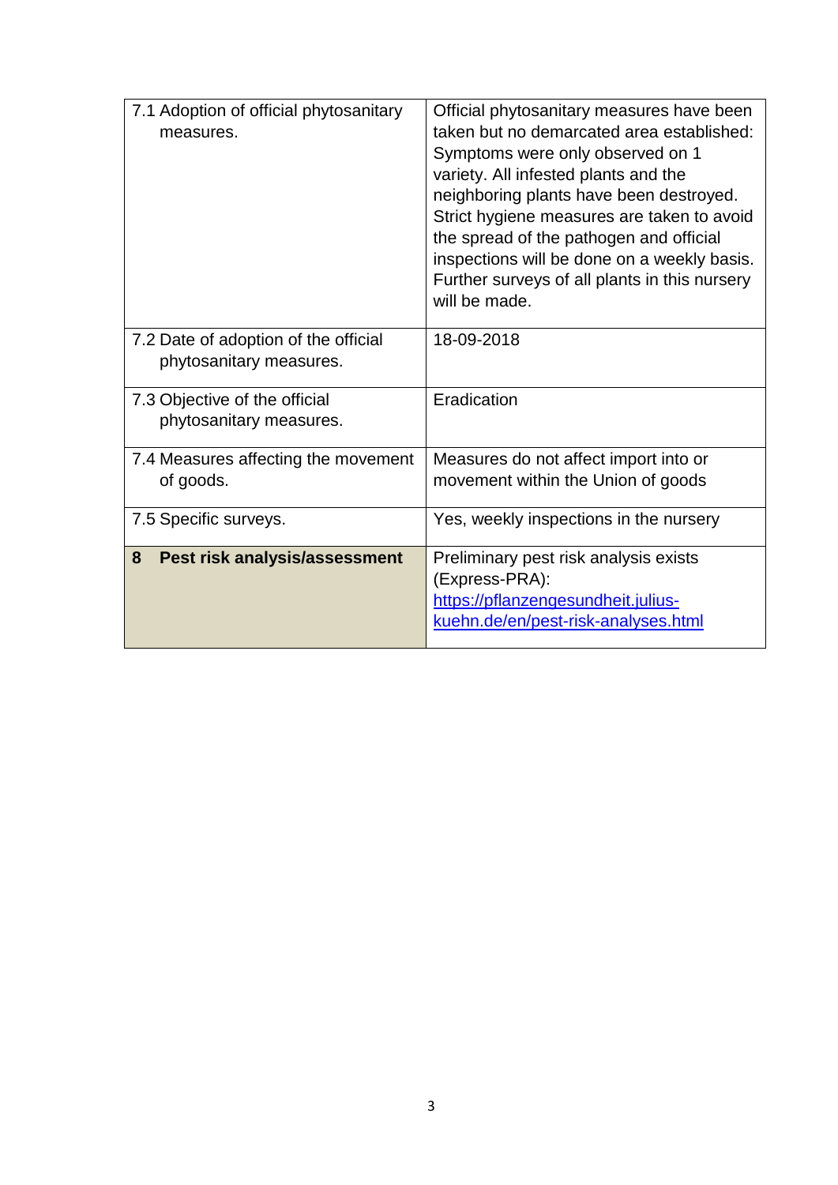| | |
|---|---|
| 7.1 Adoption of official phytosanitary measures. | Official phytosanitary measures have been taken but no demarcated area established: Symptoms were only observed on 1 variety. All infested plants and the neighboring plants have been destroyed. Strict hygiene measures are taken to avoid the spread of the pathogen and official inspections will be done on a weekly basis. Further surveys of all plants in this nursery will be made. |
| 7.2 Date of adoption of the official phytosanitary measures. | 18-09-2018 |
| 7.3 Objective of the official phytosanitary measures. | Eradication |
| 7.4 Measures affecting the movement of goods. | Measures do not affect import into or movement within the Union of goods |
| 7.5 Specific surveys. | Yes, weekly inspections in the nursery |
| **8 Pest risk analysis/assessment** | Preliminary pest risk analysis exists (Express-PRA): [https://pflanzengesundheit.julius-kuehn.de/en/pest-risk-analyses.html](https://pflanzengesundheit.julius-kuehn.de/en/pest-risk-analyses.html) |